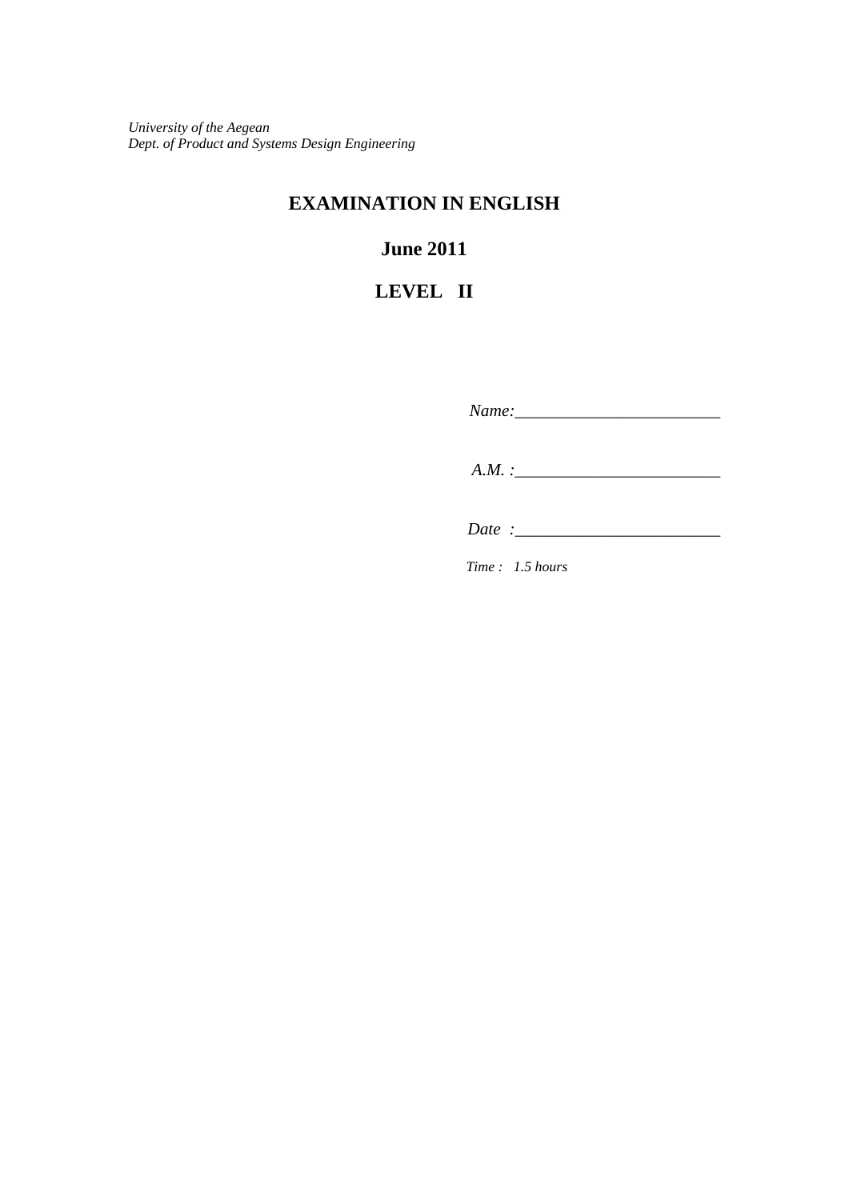*University of the Aegean*
*Dept. of Product and Systems Design Engineering*

# EXAMINATION IN ENGLISH

## June 2011

## LEVEL II

*Name:*________________________

*A.M. :*________________________

*Date :*________________________

*Time : 1.5 hours*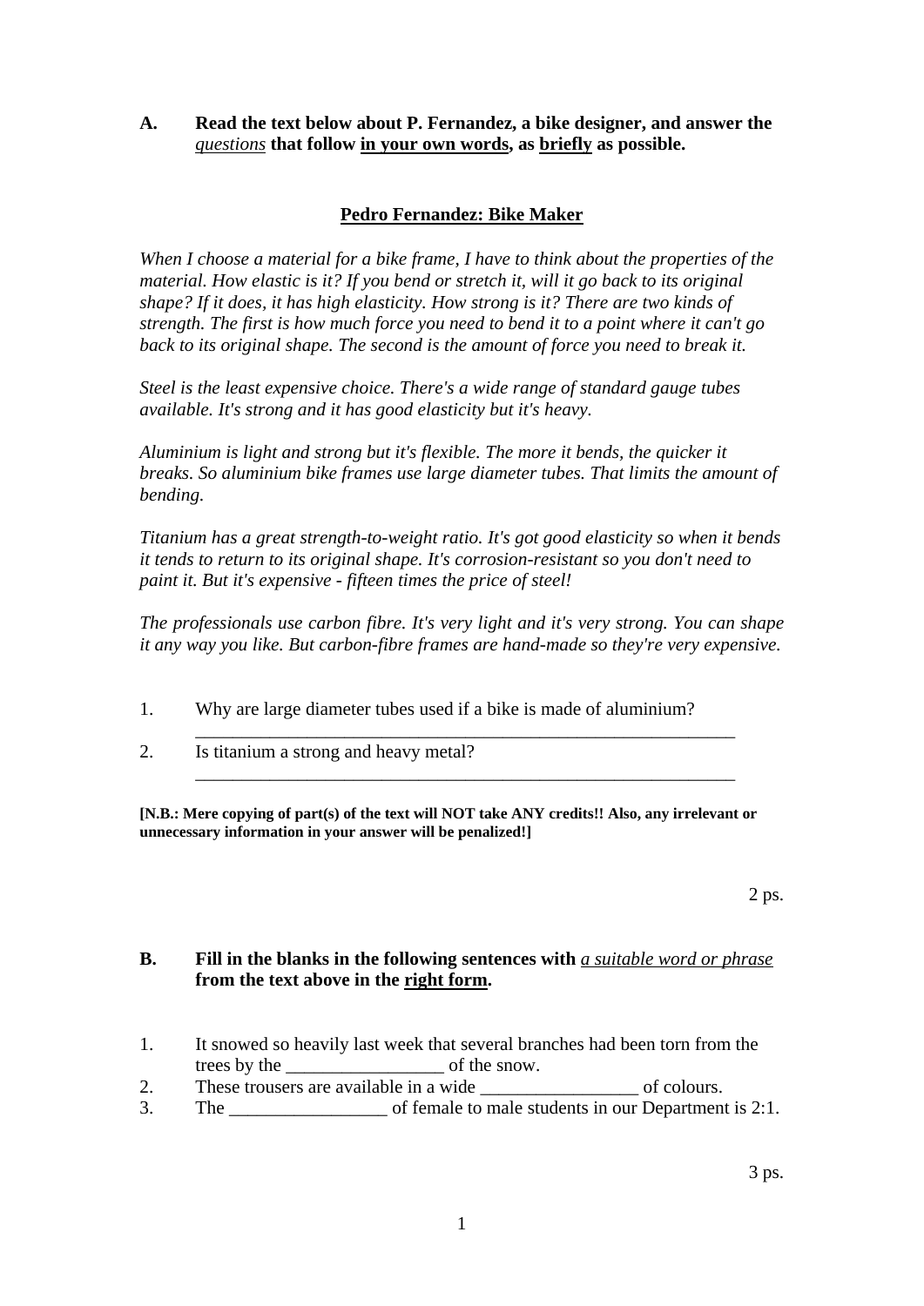**A. Read the text below about P. Fernandez, a bike designer, and answer the *questions* that follow in your own words, as briefly as possible.**

## Pedro Fernandez: Bike Maker

*When I choose a material for a bike frame, I have to think about the properties of the material. How elastic is it? If you bend or stretch it, will it go back to its original shape? If it does, it has high elasticity. How strong is it? There are two kinds of strength. The first is how much force you need to bend it to a point where it can't go back to its original shape. The second is the amount of force you need to break it.*

*Steel is the least expensive choice. There's a wide range of standard gauge tubes available. It's strong and it has good elasticity but it's heavy.*

*Aluminium is light and strong but it's flexible. The more it bends, the quicker it breaks. So aluminium bike frames use large diameter tubes. That limits the amount of bending.*

*Titanium has a great strength-to-weight ratio. It's got good elasticity so when it bends it tends to return to its original shape. It's corrosion-resistant so you don't need to paint it. But it's expensive - fifteen times the price of steel!*

*The professionals use carbon fibre. It's very light and it's very strong. You can shape it any way you like. But carbon-fibre frames are hand-made so they're very expensive.*

1. Why are large diameter tubes used if a bike is made of aluminium?
   ____________________________________________________________
2. Is titanium a strong and heavy metal?
   ____________________________________________________________

**[N.B.: Mere copying of part(s) of the text will NOT take ANY credits!! Also, any irrelevant or unnecessary information in your answer will be penalized!]**

2 ps.

**B. Fill in the blanks in the following sentences with *a suitable word or phrase* from the text above in the right form.**

1. It snowed so heavily last week that several branches had been torn from the trees by the _________________ of the snow.
2. These trousers are available in a wide _________________ of colours.
3. The _________________ of female to male students in our Department is 2:1.

3 ps.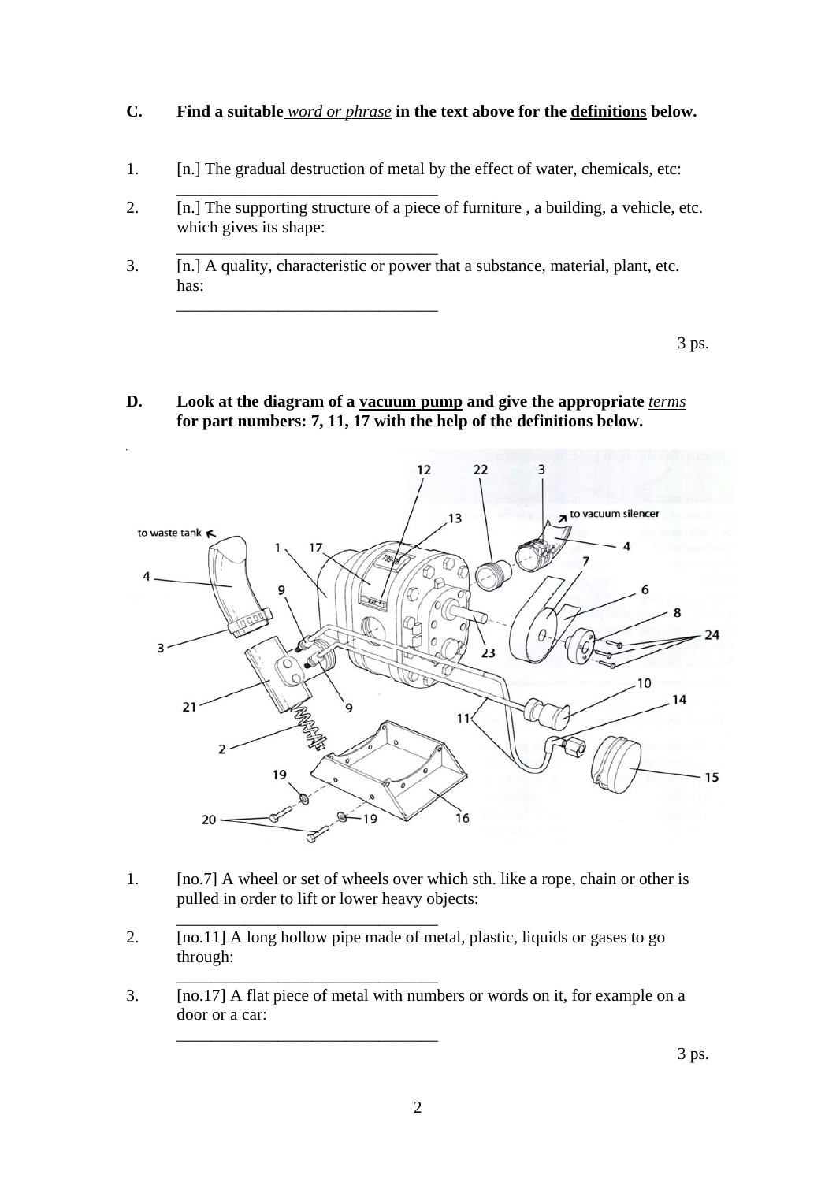**C. Find a suitable** ***word or phrase*** **in the text above for the definitions below.**

1. [n.] The gradual destruction of metal by the effect of water, chemicals, etc:
   ______________________________
2. [n.] The supporting structure of a piece of furniture , a building, a vehicle, etc. which gives its shape:
   ______________________________
3. [n.] A quality, characteristic or power that a substance, material, plant, etc. has:
   ______________________________

3 ps.

**D. Look at the diagram of a vacuum pump and give the appropriate** ***terms*** **for part numbers: 7, 11, 17 with the help of the definitions below.**

1. [no.7] A wheel or set of wheels over which sth. like a rope, chain or other is pulled in order to lift or lower heavy objects:
   ______________________________
2. [no.11] A long hollow pipe made of metal, plastic, liquids or gases to go through:
   ______________________________
3. [no.17] A flat piece of metal with numbers or words on it, for example on a door or a car:
   ______________________________

3 ps.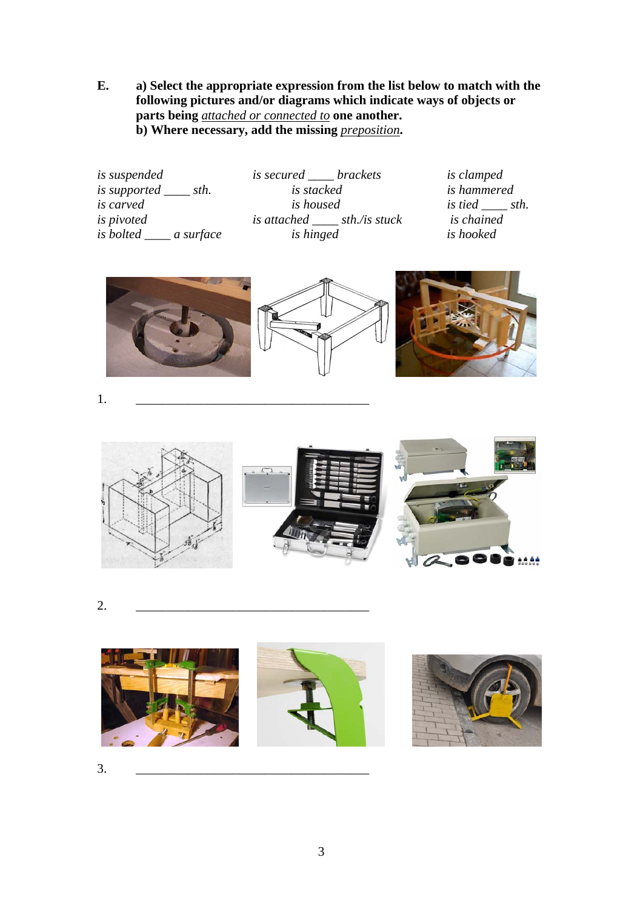**E.** **a) Select the appropriate expression from the list below to match with the following pictures and/or diagrams which indicate ways of objects or parts being *attached or connected to* one another.**
**b) Where necessary, add the missing *preposition*.**

*is suspended*
*is supported ____ sth.*
*is carved*
*is pivoted*
*is bolted ____ a surface*

*is secured ____ brackets*
*is stacked*
*is housed*
*is attached ____ sth./is stuck*
*is hinged*

*is clamped*
*is hammered*
*is tied ____ sth.*
*is chained*
*is hooked*

1. ____________________________________

2. ____________________________________

3. ____________________________________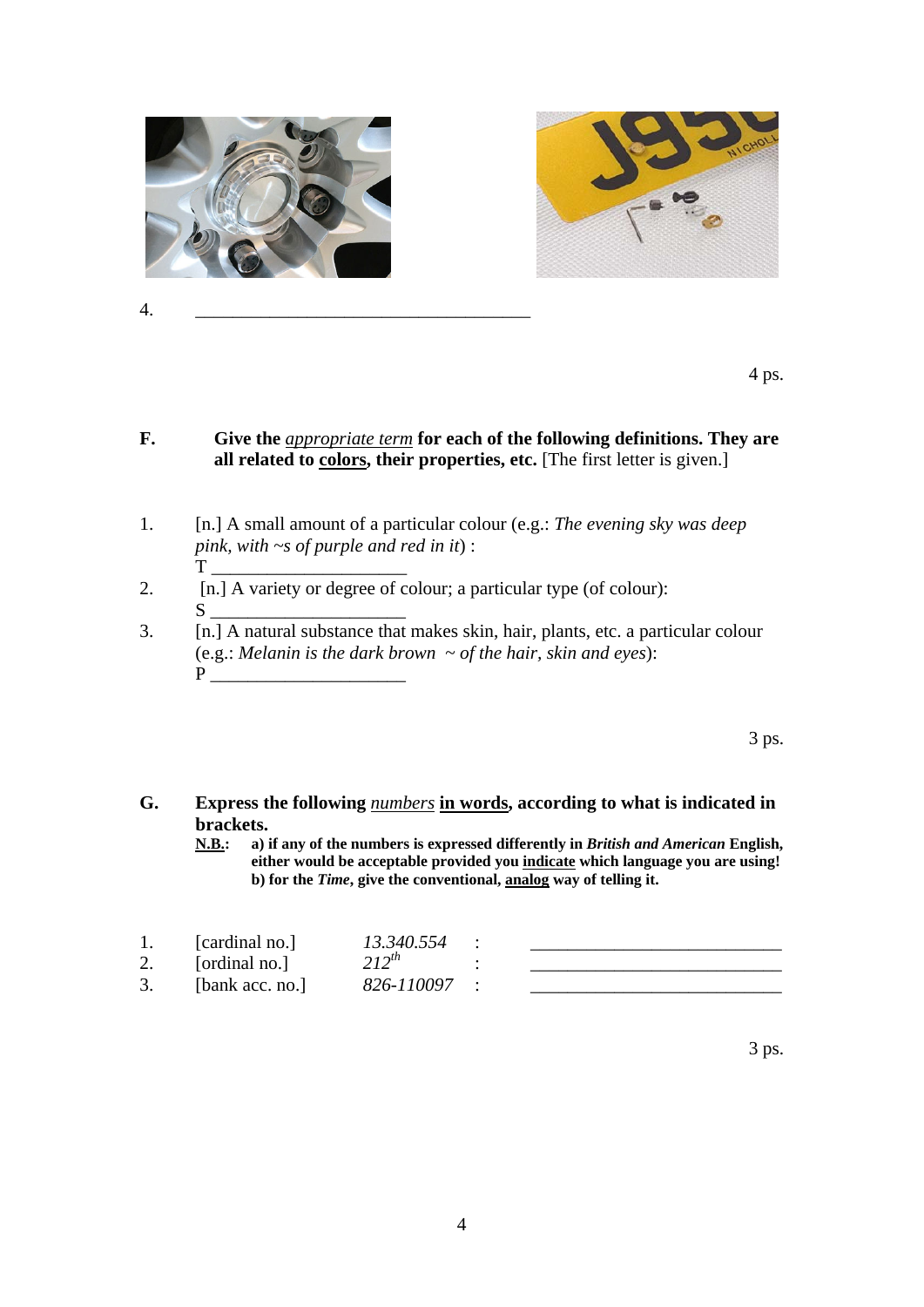4. ______________________________________

4 ps.

**F.** **Give the *appropriate term* for each of the following definitions. They are all related to colors, their properties, etc.** [The first letter is given.]

1. [n.] A small amount of a particular colour (e.g.: *The evening sky was deep pink, with ~s of purple and red in it*) :
   T ______________________
2. [n.] A variety or degree of colour; a particular type (of colour):
   S ______________________
3. [n.] A natural substance that makes skin, hair, plants, etc. a particular colour (e.g.: *Melanin is the dark brown ~ of the hair, skin and eyes*):
   P ______________________

3 ps.

**G.** **Express the following *numbers* in words, according to what is indicated in brackets.**

**N.B.:** **a) if any of the numbers is expressed differently in *British and American* English, either would be acceptable provided you indicate which language you are using!**
**b) for the *Time*, give the conventional, analog way of telling it.**

| | | | | |
|---|---|---|---|---|
| 1. | [cardinal no.] | *13.340.554* | : | ____________________________ |
| 2. | [ordinal no.] | *212th* | : | ____________________________ |
| 3. | [bank acc. no.] | *826-110097* | : | ____________________________ |

3 ps.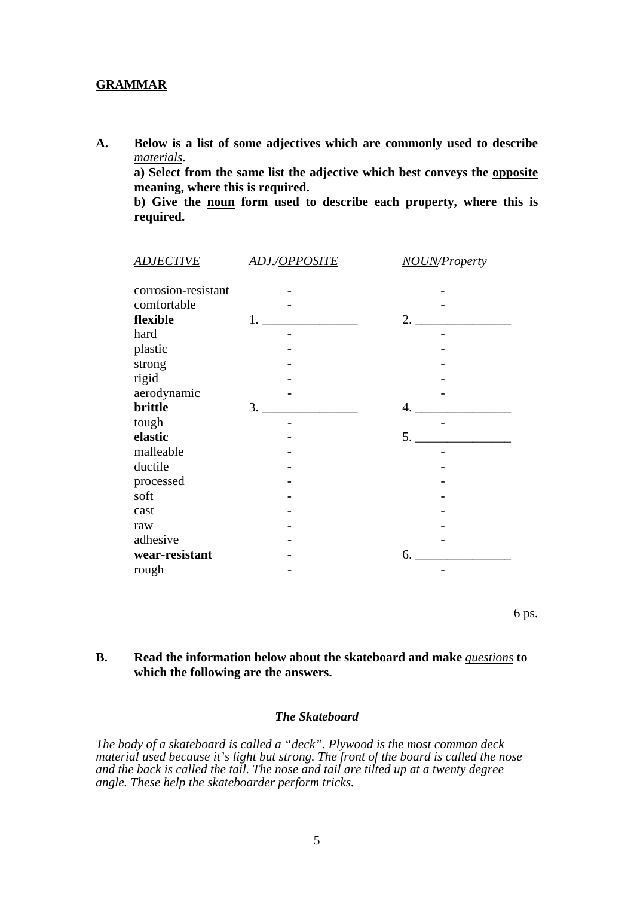**<u>GRAMMAR</u>**

**A.** **Below is a list of some adjectives which are commonly used to describe *<u>materials</u>*.**

**a) Select from the same list the adjective which best conveys the <u>opposite</u> meaning, where this is required.**

**b) Give the <u>noun</u> form used to describe each property, where this is required.**

| *<u>ADJECTIVE</u>* | *ADJ./<u>OPPOSITE</u>* | *<u>NOUN</u>/Property* |
|---|---|---|
| corrosion-resistant | - | - |
| comfortable | - | - |
| **flexible** | 1. _______________ | 2. _______________ |
| hard | - | - |
| plastic | - | - |
| strong | - | - |
| rigid | - | - |
| aerodynamic | - | - |
| **brittle** | 3. _______________ | 4. _______________ |
| tough | - | - |
| **elastic** | - | 5. _______________ |
| malleable | - | - |
| ductile | - | - |
| processed | - | - |
| soft | - | - |
| cast | - | - |
| raw | - | - |
| adhesive | - | - |
| **wear-resistant** | - | 6. _______________ |
| rough | - | - |

6 ps.

**B.** **Read the information below about the skateboard and make *<u>questions</u>* to which the following are the answers.**

***The Skateboard***

*<u>The body of a skateboard is called a "deck"</u>. Plywood is the most common deck material used because it's light but strong. The front of the board is called the nose and the back is called the tail. The nose and tail are tilted up at a twenty degree angle<u>.</u> These help the skateboarder perform tricks.*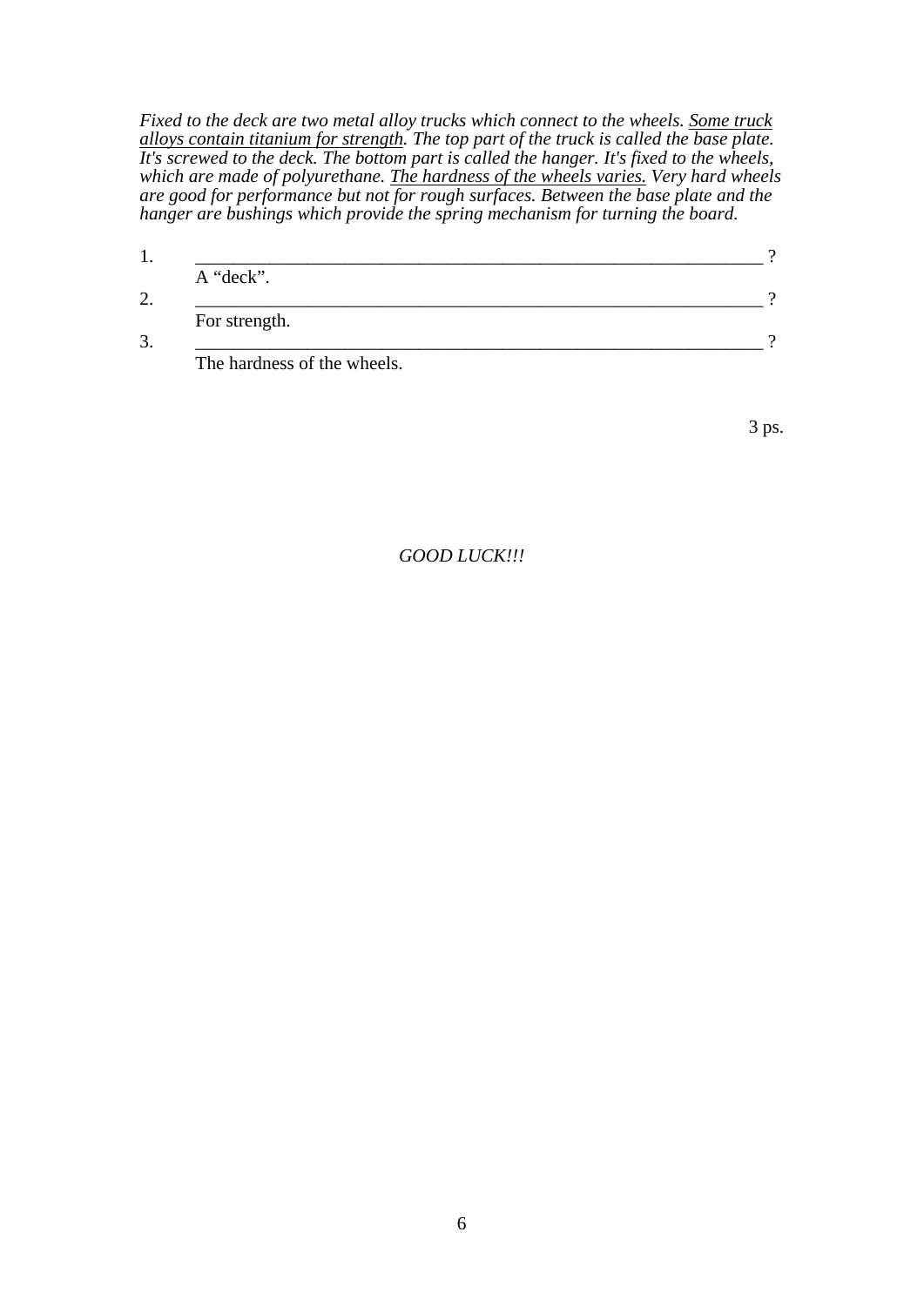*Fixed to the deck are two metal alloy trucks which connect to the wheels. <u>Some truck alloys contain titanium for strength</u>. The top part of the truck is called the base plate. It's screwed to the deck. The bottom part is called the hanger. It's fixed to the wheels, which are made of polyurethane. <u>The hardness of the wheels varies.</u> Very hard wheels are good for performance but not for rough surfaces. Between the base plate and the hanger are bushings which provide the spring mechanism for turning the board.*

1. _______________________________________________________________ ?
   A "deck".
2. _______________________________________________________________ ?
   For strength.
3. _______________________________________________________________ ?
   The hardness of the wheels.

3 ps.

*GOOD LUCK!!!*